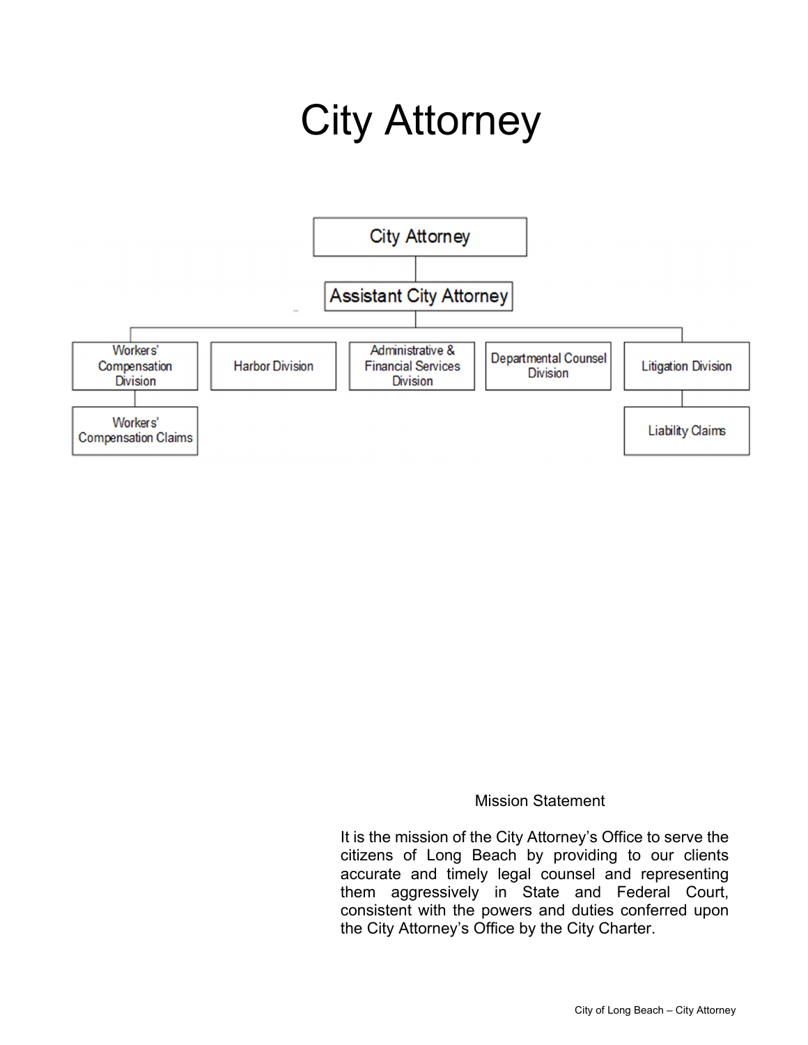# City Attorney

- City Attorney
  - Assistant City Attorney
    - Workers' Compensation Division
      - Workers' Compensation Claims
    - Harbor Division
    - Administrative & Financial Services Division
    - Departmental Counsel Division
    - Litigation Division
      - Liability Claims

Mission Statement

It is the mission of the City Attorney's Office to serve the citizens of Long Beach by providing to our clients accurate and timely legal counsel and representing them aggressively in State and Federal Court, consistent with the powers and duties conferred upon the City Attorney's Office by the City Charter.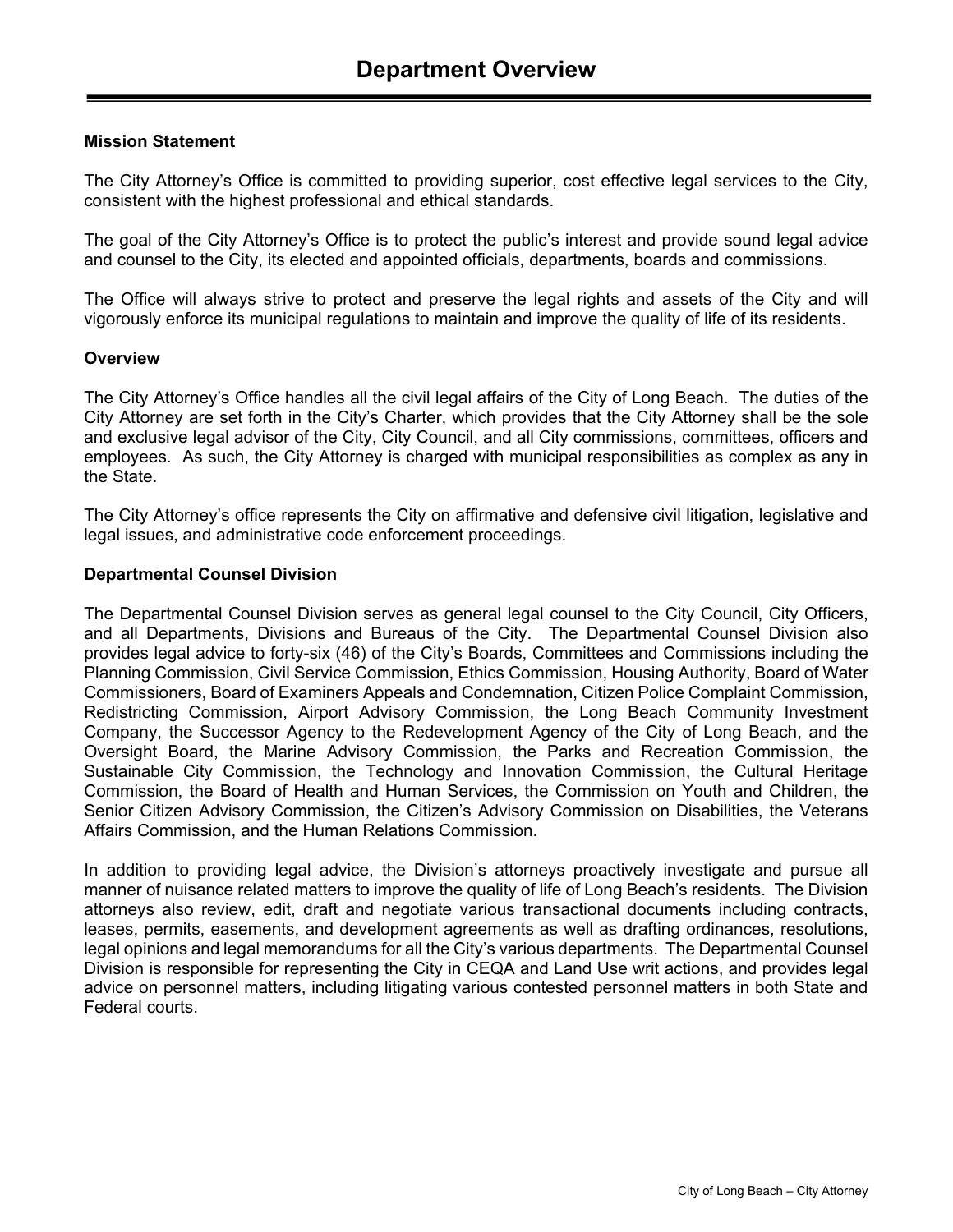# Department Overview

### Mission Statement

The City Attorney's Office is committed to providing superior, cost effective legal services to the City, consistent with the highest professional and ethical standards.

The goal of the City Attorney's Office is to protect the public's interest and provide sound legal advice and counsel to the City, its elected and appointed officials, departments, boards and commissions.

The Office will always strive to protect and preserve the legal rights and assets of the City and will vigorously enforce its municipal regulations to maintain and improve the quality of life of its residents.

### Overview

The City Attorney's Office handles all the civil legal affairs of the City of Long Beach. The duties of the City Attorney are set forth in the City's Charter, which provides that the City Attorney shall be the sole and exclusive legal advisor of the City, City Council, and all City commissions, committees, officers and employees. As such, the City Attorney is charged with municipal responsibilities as complex as any in the State.

The City Attorney's office represents the City on affirmative and defensive civil litigation, legislative and legal issues, and administrative code enforcement proceedings.

### Departmental Counsel Division

The Departmental Counsel Division serves as general legal counsel to the City Council, City Officers, and all Departments, Divisions and Bureaus of the City. The Departmental Counsel Division also provides legal advice to forty-six (46) of the City's Boards, Committees and Commissions including the Planning Commission, Civil Service Commission, Ethics Commission, Housing Authority, Board of Water Commissioners, Board of Examiners Appeals and Condemnation, Citizen Police Complaint Commission, Redistricting Commission, Airport Advisory Commission, the Long Beach Community Investment Company, the Successor Agency to the Redevelopment Agency of the City of Long Beach, and the Oversight Board, the Marine Advisory Commission, the Parks and Recreation Commission, the Sustainable City Commission, the Technology and Innovation Commission, the Cultural Heritage Commission, the Board of Health and Human Services, the Commission on Youth and Children, the Senior Citizen Advisory Commission, the Citizen's Advisory Commission on Disabilities, the Veterans Affairs Commission, and the Human Relations Commission.

In addition to providing legal advice, the Division's attorneys proactively investigate and pursue all manner of nuisance related matters to improve the quality of life of Long Beach's residents. The Division attorneys also review, edit, draft and negotiate various transactional documents including contracts, leases, permits, easements, and development agreements as well as drafting ordinances, resolutions, legal opinions and legal memorandums for all the City's various departments. The Departmental Counsel Division is responsible for representing the City in CEQA and Land Use writ actions, and provides legal advice on personnel matters, including litigating various contested personnel matters in both State and Federal courts.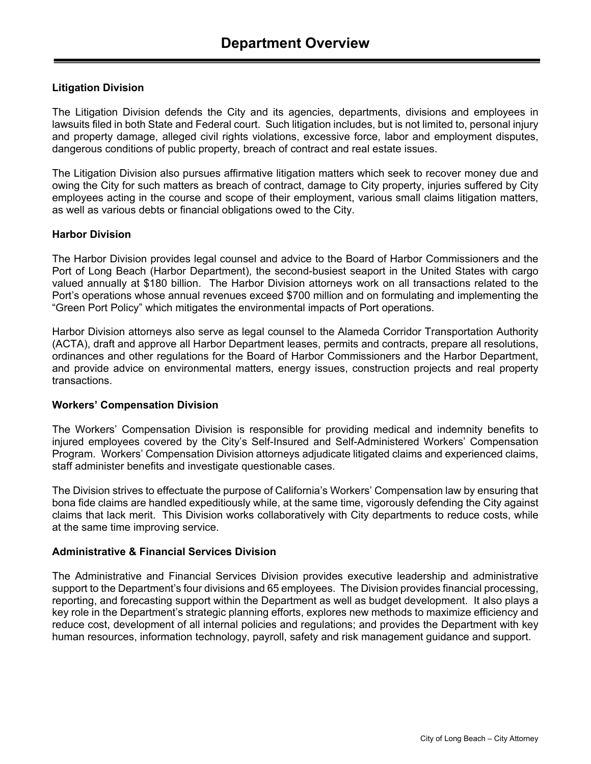# Department Overview

### Litigation Division

The Litigation Division defends the City and its agencies, departments, divisions and employees in lawsuits filed in both State and Federal court. Such litigation includes, but is not limited to, personal injury and property damage, alleged civil rights violations, excessive force, labor and employment disputes, dangerous conditions of public property, breach of contract and real estate issues.

The Litigation Division also pursues affirmative litigation matters which seek to recover money due and owing the City for such matters as breach of contract, damage to City property, injuries suffered by City employees acting in the course and scope of their employment, various small claims litigation matters, as well as various debts or financial obligations owed to the City.

### Harbor Division

The Harbor Division provides legal counsel and advice to the Board of Harbor Commissioners and the Port of Long Beach (Harbor Department), the second-busiest seaport in the United States with cargo valued annually at $180 billion. The Harbor Division attorneys work on all transactions related to the Port's operations whose annual revenues exceed $700 million and on formulating and implementing the "Green Port Policy" which mitigates the environmental impacts of Port operations.

Harbor Division attorneys also serve as legal counsel to the Alameda Corridor Transportation Authority (ACTA), draft and approve all Harbor Department leases, permits and contracts, prepare all resolutions, ordinances and other regulations for the Board of Harbor Commissioners and the Harbor Department, and provide advice on environmental matters, energy issues, construction projects and real property transactions.

### Workers' Compensation Division

The Workers' Compensation Division is responsible for providing medical and indemnity benefits to injured employees covered by the City's Self-Insured and Self-Administered Workers' Compensation Program. Workers' Compensation Division attorneys adjudicate litigated claims and experienced claims, staff administer benefits and investigate questionable cases.

The Division strives to effectuate the purpose of California's Workers' Compensation law by ensuring that bona fide claims are handled expeditiously while, at the same time, vigorously defending the City against claims that lack merit. This Division works collaboratively with City departments to reduce costs, while at the same time improving service.

### Administrative & Financial Services Division

The Administrative and Financial Services Division provides executive leadership and administrative support to the Department's four divisions and 65 employees. The Division provides financial processing, reporting, and forecasting support within the Department as well as budget development. It also plays a key role in the Department's strategic planning efforts, explores new methods to maximize efficiency and reduce cost, development of all internal policies and regulations; and provides the Department with key human resources, information technology, payroll, safety and risk management guidance and support.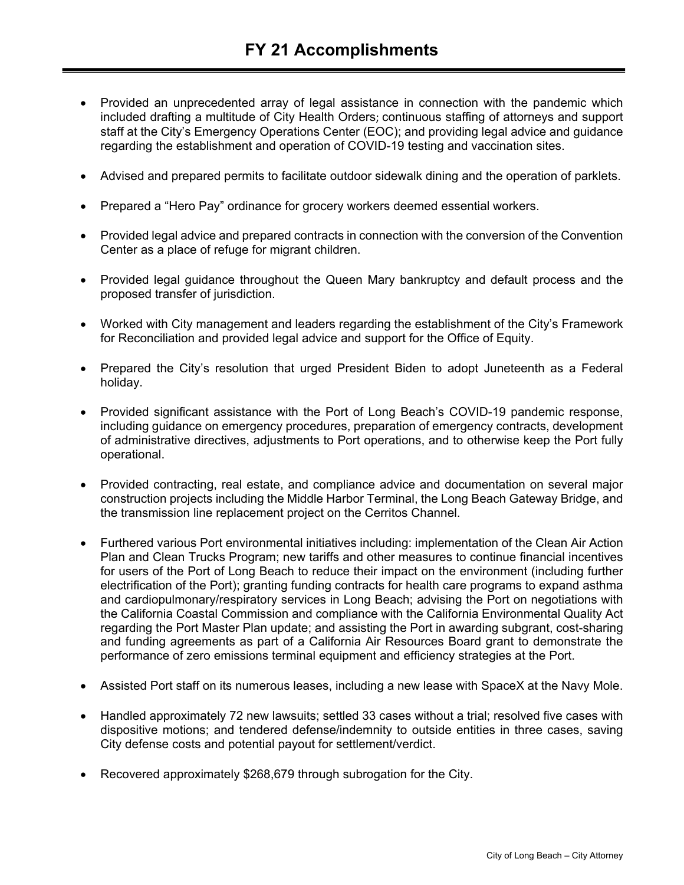# FY 21 Accomplishments

- Provided an unprecedented array of legal assistance in connection with the pandemic which included drafting a multitude of City Health Orders; continuous staffing of attorneys and support staff at the City's Emergency Operations Center (EOC); and providing legal advice and guidance regarding the establishment and operation of COVID-19 testing and vaccination sites.

- Advised and prepared permits to facilitate outdoor sidewalk dining and the operation of parklets.

- Prepared a "Hero Pay" ordinance for grocery workers deemed essential workers.

- Provided legal advice and prepared contracts in connection with the conversion of the Convention Center as a place of refuge for migrant children.

- Provided legal guidance throughout the Queen Mary bankruptcy and default process and the proposed transfer of jurisdiction.

- Worked with City management and leaders regarding the establishment of the City's Framework for Reconciliation and provided legal advice and support for the Office of Equity.

- Prepared the City's resolution that urged President Biden to adopt Juneteenth as a Federal holiday.

- Provided significant assistance with the Port of Long Beach's COVID-19 pandemic response, including guidance on emergency procedures, preparation of emergency contracts, development of administrative directives, adjustments to Port operations, and to otherwise keep the Port fully operational.

- Provided contracting, real estate, and compliance advice and documentation on several major construction projects including the Middle Harbor Terminal, the Long Beach Gateway Bridge, and the transmission line replacement project on the Cerritos Channel.

- Furthered various Port environmental initiatives including: implementation of the Clean Air Action Plan and Clean Trucks Program; new tariffs and other measures to continue financial incentives for users of the Port of Long Beach to reduce their impact on the environment (including further electrification of the Port); granting funding contracts for health care programs to expand asthma and cardiopulmonary/respiratory services in Long Beach; advising the Port on negotiations with the California Coastal Commission and compliance with the California Environmental Quality Act regarding the Port Master Plan update; and assisting the Port in awarding subgrant, cost-sharing and funding agreements as part of a California Air Resources Board grant to demonstrate the performance of zero emissions terminal equipment and efficiency strategies at the Port.

- Assisted Port staff on its numerous leases, including a new lease with SpaceX at the Navy Mole.

- Handled approximately 72 new lawsuits; settled 33 cases without a trial; resolved five cases with dispositive motions; and tendered defense/indemnity to outside entities in three cases, saving City defense costs and potential payout for settlement/verdict.

- Recovered approximately $268,679 through subrogation for the City.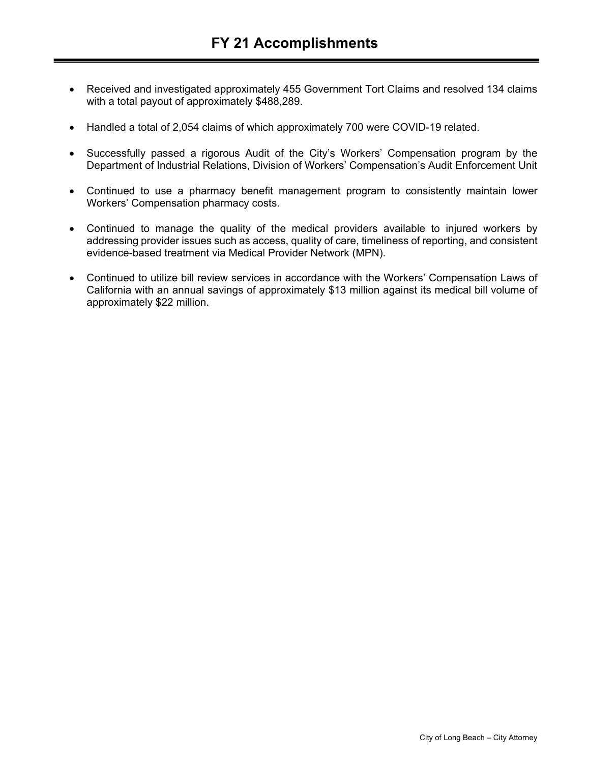# FY 21 Accomplishments

- Received and investigated approximately 455 Government Tort Claims and resolved 134 claims with a total payout of approximately $488,289.
- Handled a total of 2,054 claims of which approximately 700 were COVID-19 related.
- Successfully passed a rigorous Audit of the City's Workers' Compensation program by the Department of Industrial Relations, Division of Workers' Compensation's Audit Enforcement Unit
- Continued to use a pharmacy benefit management program to consistently maintain lower Workers' Compensation pharmacy costs.
- Continued to manage the quality of the medical providers available to injured workers by addressing provider issues such as access, quality of care, timeliness of reporting, and consistent evidence-based treatment via Medical Provider Network (MPN).
- Continued to utilize bill review services in accordance with the Workers' Compensation Laws of California with an annual savings of approximately $13 million against its medical bill volume of approximately $22 million.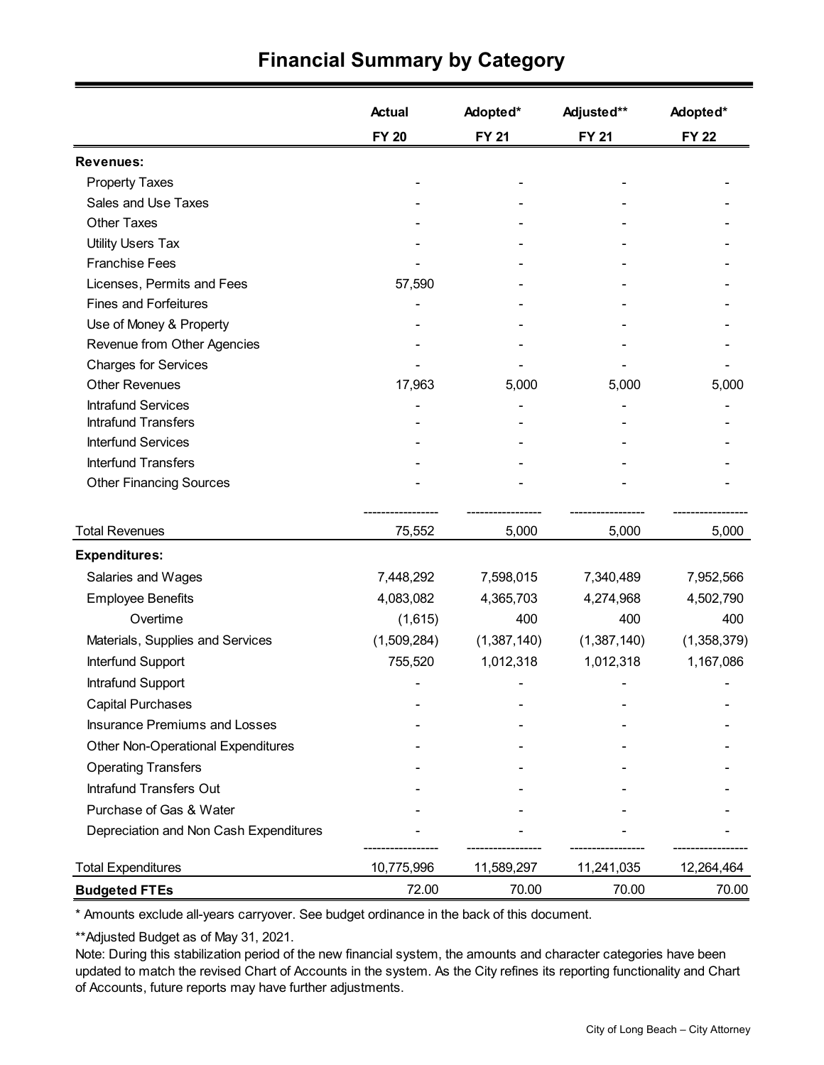# Financial Summary by Category

| | Actual FY 20 | Adopted* FY 21 | Adjusted** FY 21 | Adopted* FY 22 |
|---|---|---|---|---|
| **Revenues:** | | | | |
| Property Taxes | - | - | - | - |
| Sales and Use Taxes | - | - | - | - |
| Other Taxes | - | - | - | - |
| Utility Users Tax | - | - | - | - |
| Franchise Fees | - | - | - | - |
| Licenses, Permits and Fees | 57,590 | - | - | - |
| Fines and Forfeitures | - | - | - | - |
| Use of Money & Property | - | - | - | - |
| Revenue from Other Agencies | - | - | - | - |
| Charges for Services | - | - | - | - |
| Other Revenues | 17,963 | 5,000 | 5,000 | 5,000 |
| Intrafund Services | - | - | - | - |
| Intrafund Transfers | - | - | - | - |
| Interfund Services | - | - | - | - |
| Interfund Transfers | - | - | - | - |
| Other Financing Sources | - | - | - | - |
| Total Revenues | 75,552 | 5,000 | 5,000 | 5,000 |
| **Expenditures:** | | | | |
| Salaries and Wages | 7,448,292 | 7,598,015 | 7,340,489 | 7,952,566 |
| Employee Benefits | 4,083,082 | 4,365,703 | 4,274,968 | 4,502,790 |
| Overtime | (1,615) | 400 | 400 | 400 |
| Materials, Supplies and Services | (1,509,284) | (1,387,140) | (1,387,140) | (1,358,379) |
| Interfund Support | 755,520 | 1,012,318 | 1,012,318 | 1,167,086 |
| Intrafund Support | - | - | - | - |
| Capital Purchases | - | - | - | - |
| Insurance Premiums and Losses | - | - | - | - |
| Other Non-Operational Expenditures | - | - | - | - |
| Operating Transfers | - | - | - | - |
| Intrafund Transfers Out | - | - | - | - |
| Purchase of Gas & Water | - | - | - | - |
| Depreciation and Non Cash Expenditures | - | - | - | - |
| Total Expenditures | 10,775,996 | 11,589,297 | 11,241,035 | 12,264,464 |
| **Budgeted FTEs** | 72.00 | 70.00 | 70.00 | 70.00 |

* Amounts exclude all-years carryover. See budget ordinance in the back of this document.

**Adjusted Budget as of May 31, 2021.

Note: During this stabilization period of the new financial system, the amounts and character categories have been updated to match the revised Chart of Accounts in the system. As the City refines its reporting functionality and Chart of Accounts, future reports may have further adjustments.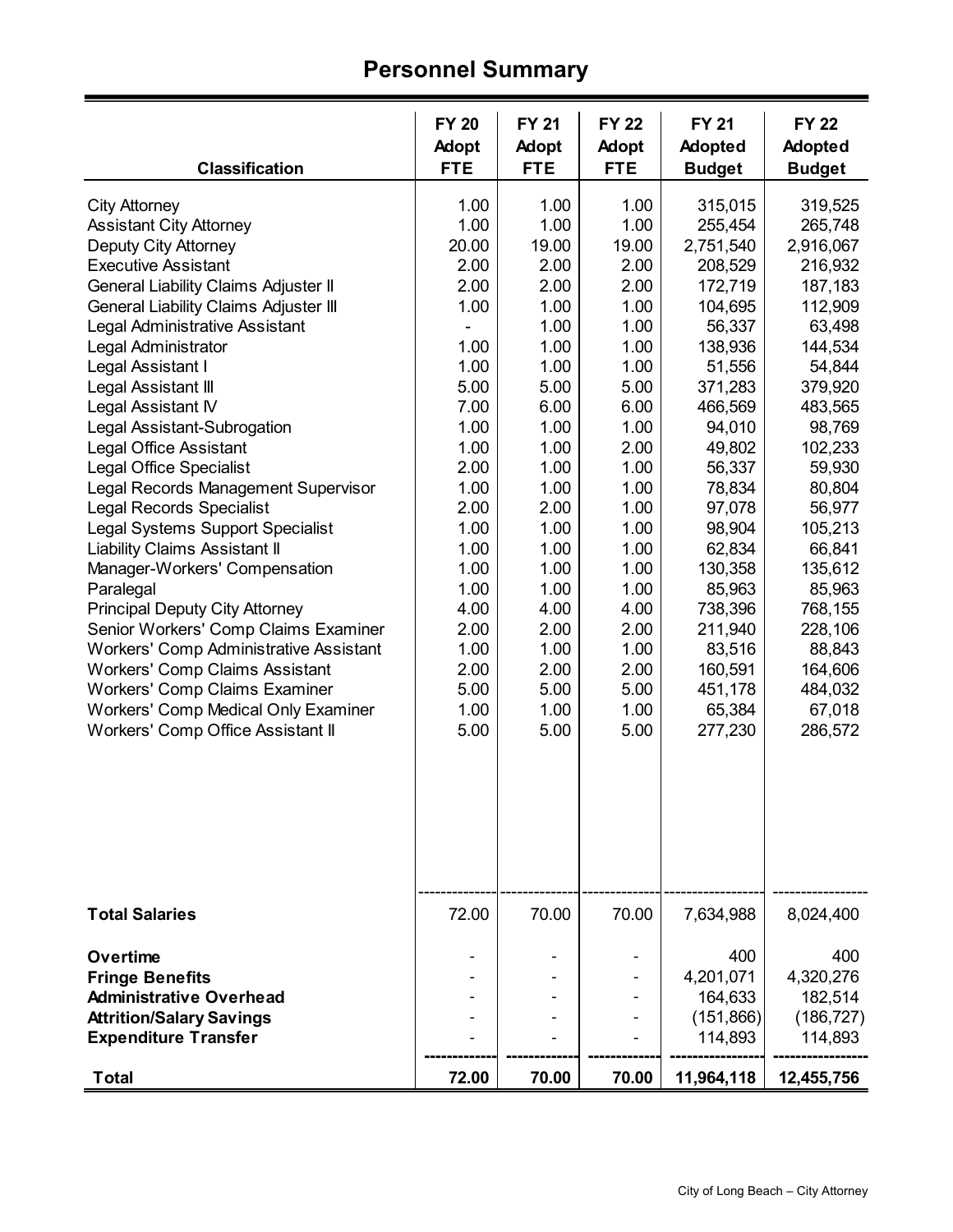# Personnel Summary

| Classification | FY 20 Adopt FTE | FY 21 Adopt FTE | FY 22 Adopt FTE | FY 21 Adopted Budget | FY 22 Adopted Budget |
|---|---|---|---|---|---|
| City Attorney | 1.00 | 1.00 | 1.00 | 315,015 | 319,525 |
| Assistant City Attorney | 1.00 | 1.00 | 1.00 | 255,454 | 265,748 |
| Deputy City Attorney | 20.00 | 19.00 | 19.00 | 2,751,540 | 2,916,067 |
| Executive Assistant | 2.00 | 2.00 | 2.00 | 208,529 | 216,932 |
| General Liability Claims Adjuster II | 2.00 | 2.00 | 2.00 | 172,719 | 187,183 |
| General Liability Claims Adjuster III | 1.00 | 1.00 | 1.00 | 104,695 | 112,909 |
| Legal Administrative Assistant | - | 1.00 | 1.00 | 56,337 | 63,498 |
| Legal Administrator | 1.00 | 1.00 | 1.00 | 138,936 | 144,534 |
| Legal Assistant I | 1.00 | 1.00 | 1.00 | 51,556 | 54,844 |
| Legal Assistant III | 5.00 | 5.00 | 5.00 | 371,283 | 379,920 |
| Legal Assistant IV | 7.00 | 6.00 | 6.00 | 466,569 | 483,565 |
| Legal Assistant-Subrogation | 1.00 | 1.00 | 1.00 | 94,010 | 98,769 |
| Legal Office Assistant | 1.00 | 1.00 | 2.00 | 49,802 | 102,233 |
| Legal Office Specialist | 2.00 | 1.00 | 1.00 | 56,337 | 59,930 |
| Legal Records Management Supervisor | 1.00 | 1.00 | 1.00 | 78,834 | 80,804 |
| Legal Records Specialist | 2.00 | 2.00 | 1.00 | 97,078 | 56,977 |
| Legal Systems Support Specialist | 1.00 | 1.00 | 1.00 | 98,904 | 105,213 |
| Liability Claims Assistant II | 1.00 | 1.00 | 1.00 | 62,834 | 66,841 |
| Manager-Workers' Compensation | 1.00 | 1.00 | 1.00 | 130,358 | 135,612 |
| Paralegal | 1.00 | 1.00 | 1.00 | 85,963 | 85,963 |
| Principal Deputy City Attorney | 4.00 | 4.00 | 4.00 | 738,396 | 768,155 |
| Senior Workers' Comp Claims Examiner | 2.00 | 2.00 | 2.00 | 211,940 | 228,106 |
| Workers' Comp Administrative Assistant | 1.00 | 1.00 | 1.00 | 83,516 | 88,843 |
| Workers' Comp Claims Assistant | 2.00 | 2.00 | 2.00 | 160,591 | 164,606 |
| Workers' Comp Claims Examiner | 5.00 | 5.00 | 5.00 | 451,178 | 484,032 |
| Workers' Comp Medical Only Examiner | 1.00 | 1.00 | 1.00 | 65,384 | 67,018 |
| Workers' Comp Office Assistant II | 5.00 | 5.00 | 5.00 | 277,230 | 286,572 |
| **Total Salaries** | 72.00 | 70.00 | 70.00 | 7,634,988 | 8,024,400 |
| **Overtime** | - | - | - | 400 | 400 |
| **Fringe Benefits** | - | - | - | 4,201,071 | 4,320,276 |
| **Administrative Overhead** | - | - | - | 164,633 | 182,514 |
| **Attrition/Salary Savings** | - | - | - | (151,866) | (186,727) |
| **Expenditure Transfer** | - | - | - | 114,893 | 114,893 |
| **Total** | **72.00** | **70.00** | **70.00** | **11,964,118** | **12,455,756** |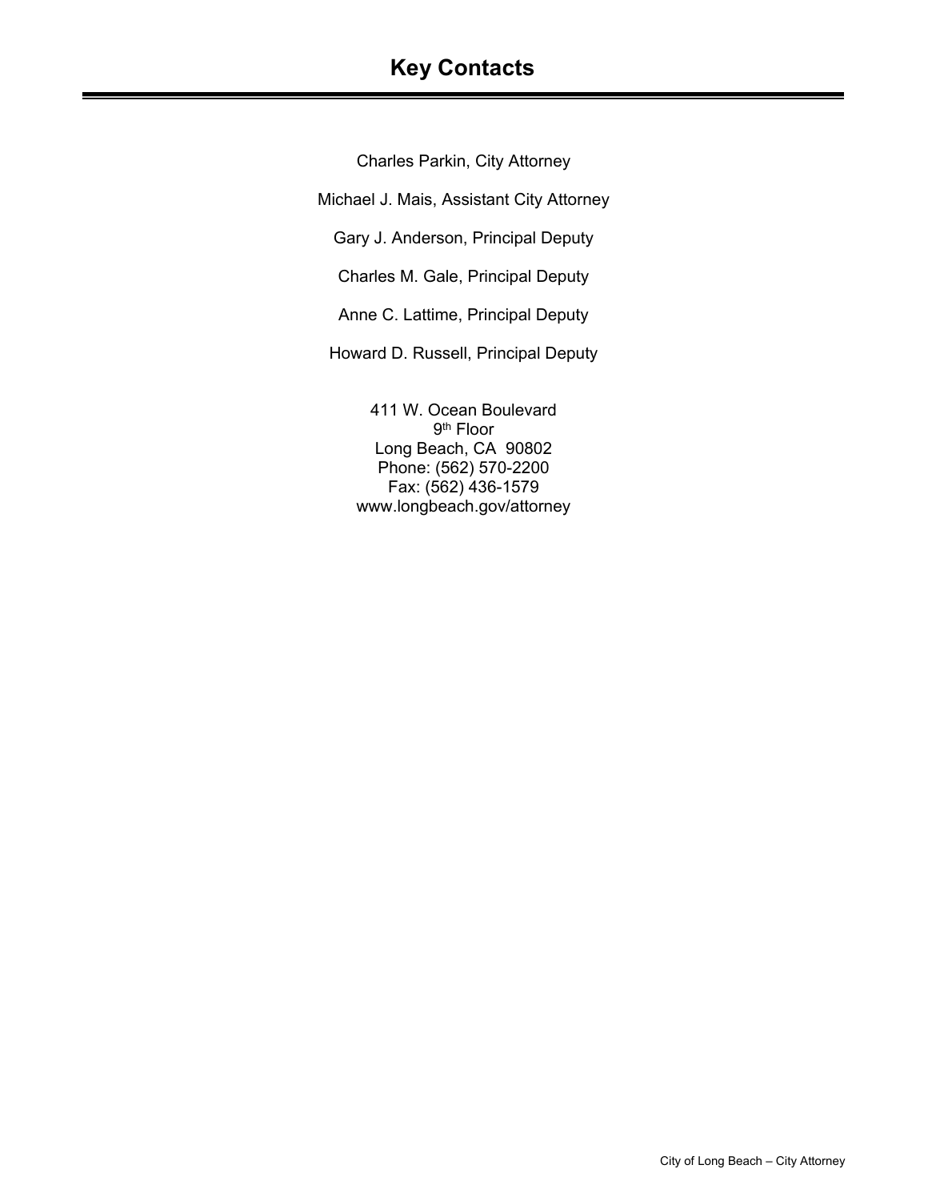# Key Contacts

Charles Parkin, City Attorney

Michael J. Mais, Assistant City Attorney

Gary J. Anderson, Principal Deputy

Charles M. Gale, Principal Deputy

Anne C. Lattime, Principal Deputy

Howard D. Russell, Principal Deputy

411 W. Ocean Boulevard
9th Floor
Long Beach, CA 90802
Phone: (562) 570-2200
Fax: (562) 436-1579
www.longbeach.gov/attorney